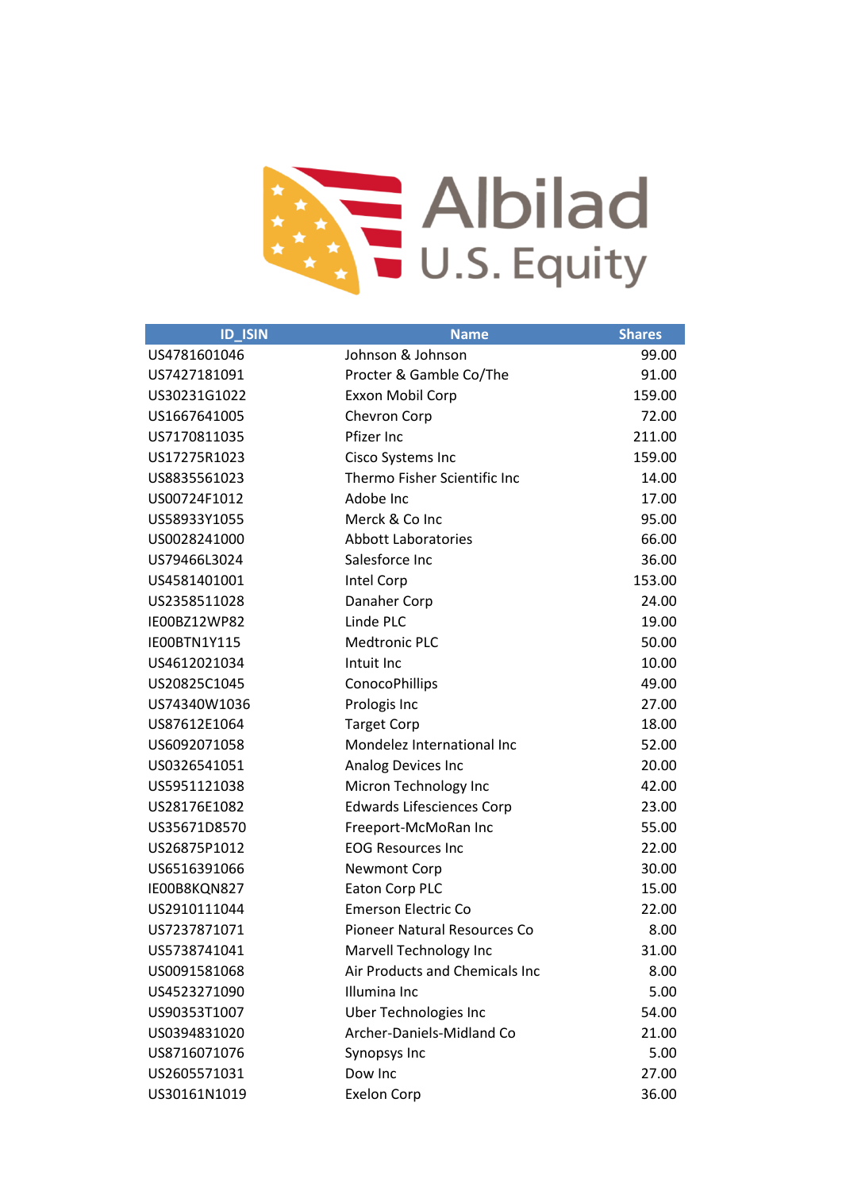# Albilad U.S. Equity

| ID_ISIN | Name | Shares |
|---|---|---|
| US4781601046 | Johnson & Johnson | 99.00 |
| US7427181091 | Procter & Gamble Co/The | 91.00 |
| US30231G1022 | Exxon Mobil Corp | 159.00 |
| US1667641005 | Chevron Corp | 72.00 |
| US7170811035 | Pfizer Inc | 211.00 |
| US17275R1023 | Cisco Systems Inc | 159.00 |
| US8835561023 | Thermo Fisher Scientific Inc | 14.00 |
| US00724F1012 | Adobe Inc | 17.00 |
| US58933Y1055 | Merck & Co Inc | 95.00 |
| US0028241000 | Abbott Laboratories | 66.00 |
| US79466L3024 | Salesforce Inc | 36.00 |
| US4581401001 | Intel Corp | 153.00 |
| US2358511028 | Danaher Corp | 24.00 |
| IE00BZ12WP82 | Linde PLC | 19.00 |
| IE00BTN1Y115 | Medtronic PLC | 50.00 |
| US4612021034 | Intuit Inc | 10.00 |
| US20825C1045 | ConocoPhillips | 49.00 |
| US74340W1036 | Prologis Inc | 27.00 |
| US87612E1064 | Target Corp | 18.00 |
| US6092071058 | Mondelez International Inc | 52.00 |
| US0326541051 | Analog Devices Inc | 20.00 |
| US5951121038 | Micron Technology Inc | 42.00 |
| US28176E1082 | Edwards Lifesciences Corp | 23.00 |
| US35671D8570 | Freeport-McMoRan Inc | 55.00 |
| US26875P1012 | EOG Resources Inc | 22.00 |
| US6516391066 | Newmont Corp | 30.00 |
| IE00B8KQN827 | Eaton Corp PLC | 15.00 |
| US2910111044 | Emerson Electric Co | 22.00 |
| US7237871071 | Pioneer Natural Resources Co | 8.00 |
| US5738741041 | Marvell Technology Inc | 31.00 |
| US0091581068 | Air Products and Chemicals Inc | 8.00 |
| US4523271090 | Illumina Inc | 5.00 |
| US90353T1007 | Uber Technologies Inc | 54.00 |
| US0394831020 | Archer-Daniels-Midland Co | 21.00 |
| US8716071076 | Synopsys Inc | 5.00 |
| US2605571031 | Dow Inc | 27.00 |
| US30161N1019 | Exelon Corp | 36.00 |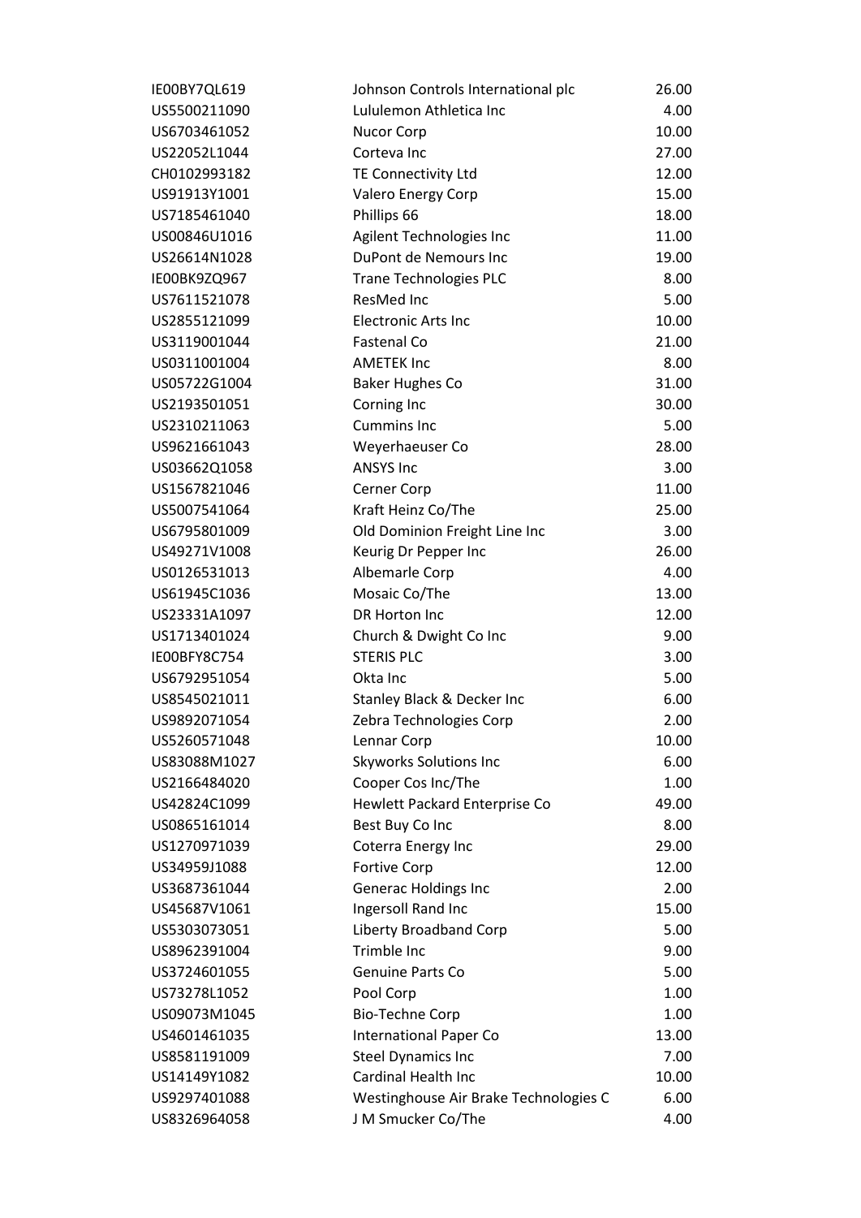| | | |
|---|---|---|
| IE00BY7QL619 | Johnson Controls International plc | 26.00 |
| US5500211090 | Lululemon Athletica Inc | 4.00 |
| US6703461052 | Nucor Corp | 10.00 |
| US22052L1044 | Corteva Inc | 27.00 |
| CH0102993182 | TE Connectivity Ltd | 12.00 |
| US91913Y1001 | Valero Energy Corp | 15.00 |
| US7185461040 | Phillips 66 | 18.00 |
| US00846U1016 | Agilent Technologies Inc | 11.00 |
| US26614N1028 | DuPont de Nemours Inc | 19.00 |
| IE00BK9ZQ967 | Trane Technologies PLC | 8.00 |
| US7611521078 | ResMed Inc | 5.00 |
| US2855121099 | Electronic Arts Inc | 10.00 |
| US3119001044 | Fastenal Co | 21.00 |
| US0311001004 | AMETEK Inc | 8.00 |
| US05722G1004 | Baker Hughes Co | 31.00 |
| US2193501051 | Corning Inc | 30.00 |
| US2310211063 | Cummins Inc | 5.00 |
| US9621661043 | Weyerhaeuser Co | 28.00 |
| US03662Q1058 | ANSYS Inc | 3.00 |
| US1567821046 | Cerner Corp | 11.00 |
| US5007541064 | Kraft Heinz Co/The | 25.00 |
| US6795801009 | Old Dominion Freight Line Inc | 3.00 |
| US49271V1008 | Keurig Dr Pepper Inc | 26.00 |
| US0126531013 | Albemarle Corp | 4.00 |
| US61945C1036 | Mosaic Co/The | 13.00 |
| US23331A1097 | DR Horton Inc | 12.00 |
| US1713401024 | Church & Dwight Co Inc | 9.00 |
| IE00BFY8C754 | STERIS PLC | 3.00 |
| US6792951054 | Okta Inc | 5.00 |
| US8545021011 | Stanley Black & Decker Inc | 6.00 |
| US9892071054 | Zebra Technologies Corp | 2.00 |
| US5260571048 | Lennar Corp | 10.00 |
| US83088M1027 | Skyworks Solutions Inc | 6.00 |
| US2166484020 | Cooper Cos Inc/The | 1.00 |
| US42824C1099 | Hewlett Packard Enterprise Co | 49.00 |
| US0865161014 | Best Buy Co Inc | 8.00 |
| US1270971039 | Coterra Energy Inc | 29.00 |
| US34959J1088 | Fortive Corp | 12.00 |
| US3687361044 | Generac Holdings Inc | 2.00 |
| US45687V1061 | Ingersoll Rand Inc | 15.00 |
| US5303073051 | Liberty Broadband Corp | 5.00 |
| US8962391004 | Trimble Inc | 9.00 |
| US3724601055 | Genuine Parts Co | 5.00 |
| US73278L1052 | Pool Corp | 1.00 |
| US09073M1045 | Bio-Techne Corp | 1.00 |
| US4601461035 | International Paper Co | 13.00 |
| US8581191009 | Steel Dynamics Inc | 7.00 |
| US14149Y1082 | Cardinal Health Inc | 10.00 |
| US9297401088 | Westinghouse Air Brake Technologies C | 6.00 |
| US8326964058 | J M Smucker Co/The | 4.00 |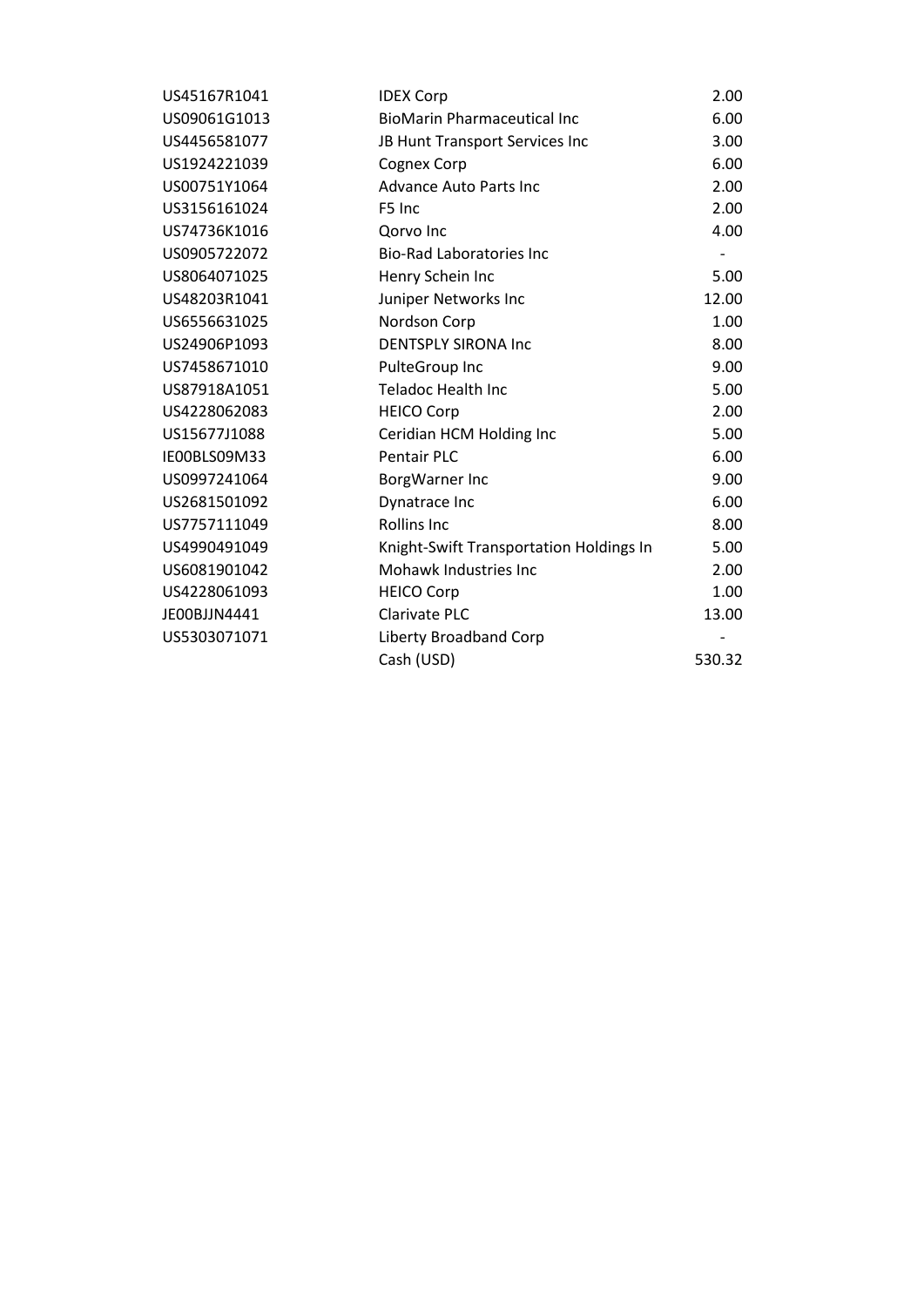| | | |
|---|---|---|
| US45167R1041 | IDEX Corp | 2.00 |
| US09061G1013 | BioMarin Pharmaceutical Inc | 6.00 |
| US4456581077 | JB Hunt Transport Services Inc | 3.00 |
| US1924221039 | Cognex Corp | 6.00 |
| US00751Y1064 | Advance Auto Parts Inc | 2.00 |
| US3156161024 | F5 Inc | 2.00 |
| US74736K1016 | Qorvo Inc | 4.00 |
| US0905722072 | Bio-Rad Laboratories Inc | - |
| US8064071025 | Henry Schein Inc | 5.00 |
| US48203R1041 | Juniper Networks Inc | 12.00 |
| US6556631025 | Nordson Corp | 1.00 |
| US24906P1093 | DENTSPLY SIRONA Inc | 8.00 |
| US7458671010 | PulteGroup Inc | 9.00 |
| US87918A1051 | Teladoc Health Inc | 5.00 |
| US4228062083 | HEICO Corp | 2.00 |
| US15677J1088 | Ceridian HCM Holding Inc | 5.00 |
| IE00BLS09M33 | Pentair PLC | 6.00 |
| US0997241064 | BorgWarner Inc | 9.00 |
| US2681501092 | Dynatrace Inc | 6.00 |
| US7757111049 | Rollins Inc | 8.00 |
| US4990491049 | Knight-Swift Transportation Holdings In | 5.00 |
| US6081901042 | Mohawk Industries Inc | 2.00 |
| US4228061093 | HEICO Corp | 1.00 |
| JE00BJJN4441 | Clarivate PLC | 13.00 |
| US5303071071 | Liberty Broadband Corp | - |
| | Cash (USD) | 530.32 |